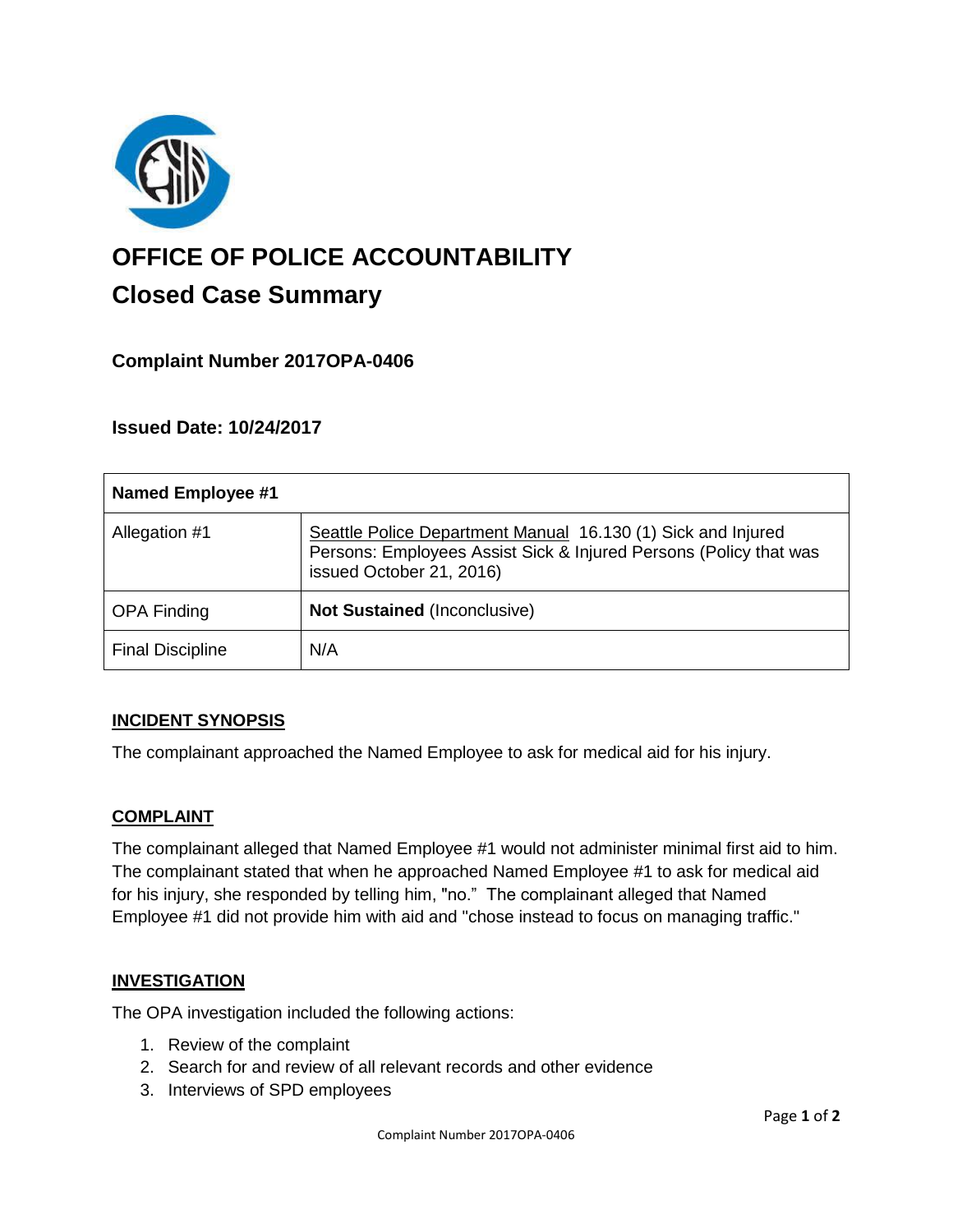# OFFICE OF POLICE ACCOUNTABILITY

## Closed Case Summary

### Complaint Number 2017OPA-0406

### Issued Date: 10/24/2017

| Named Employee #1 | |
|---|---|
| Allegation #1 | Seattle Police Department Manual 16.130 (1) Sick and Injured Persons: Employees Assist Sick & Injured Persons (Policy that was issued October 21, 2016) |
| OPA Finding | **Not Sustained** (Inconclusive) |
| Final Discipline | N/A |

## INCIDENT SYNOPSIS

The complainant approached the Named Employee to ask for medical aid for his injury.

## COMPLAINT

The complainant alleged that Named Employee #1 would not administer minimal first aid to him. The complainant stated that when he approached Named Employee #1 to ask for medical aid for his injury, she responded by telling him, "no." The complainant alleged that Named Employee #1 did not provide him with aid and "chose instead to focus on managing traffic."

## INVESTIGATION

The OPA investigation included the following actions:

1. Review of the complaint
2. Search for and review of all relevant records and other evidence
3. Interviews of SPD employees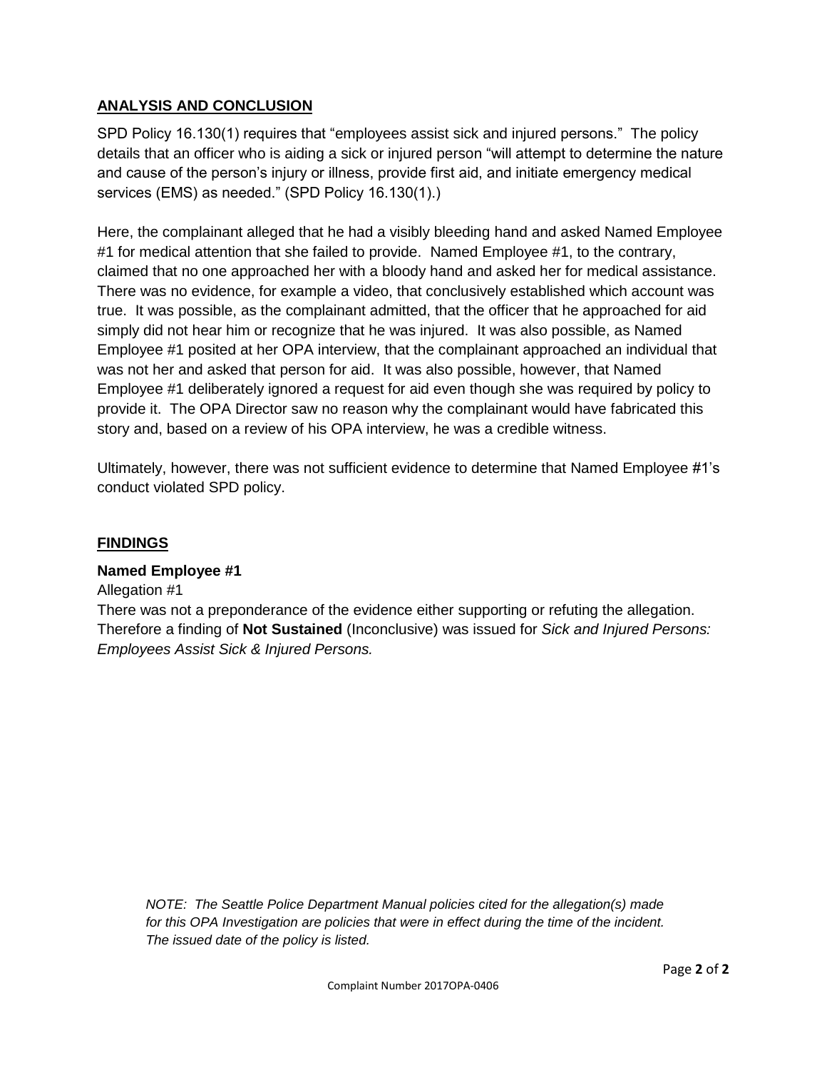## ANALYSIS AND CONCLUSION

SPD Policy 16.130(1) requires that "employees assist sick and injured persons." The policy details that an officer who is aiding a sick or injured person "will attempt to determine the nature and cause of the person's injury or illness, provide first aid, and initiate emergency medical services (EMS) as needed." (SPD Policy 16.130(1).)

Here, the complainant alleged that he had a visibly bleeding hand and asked Named Employee #1 for medical attention that she failed to provide. Named Employee #1, to the contrary, claimed that no one approached her with a bloody hand and asked her for medical assistance. There was no evidence, for example a video, that conclusively established which account was true. It was possible, as the complainant admitted, that the officer that he approached for aid simply did not hear him or recognize that he was injured. It was also possible, as Named Employee #1 posited at her OPA interview, that the complainant approached an individual that was not her and asked that person for aid. It was also possible, however, that Named Employee #1 deliberately ignored a request for aid even though she was required by policy to provide it. The OPA Director saw no reason why the complainant would have fabricated this story and, based on a review of his OPA interview, he was a credible witness.

Ultimately, however, there was not sufficient evidence to determine that Named Employee #1's conduct violated SPD policy.

## FINDINGS

**Named Employee #1**

Allegation #1

There was not a preponderance of the evidence either supporting or refuting the allegation. Therefore a finding of **Not Sustained** (Inconclusive) was issued for *Sick and Injured Persons: Employees Assist Sick & Injured Persons.*

*NOTE: The Seattle Police Department Manual policies cited for the allegation(s) made for this OPA Investigation are policies that were in effect during the time of the incident. The issued date of the policy is listed.*

Complaint Number 2017OPA-0406